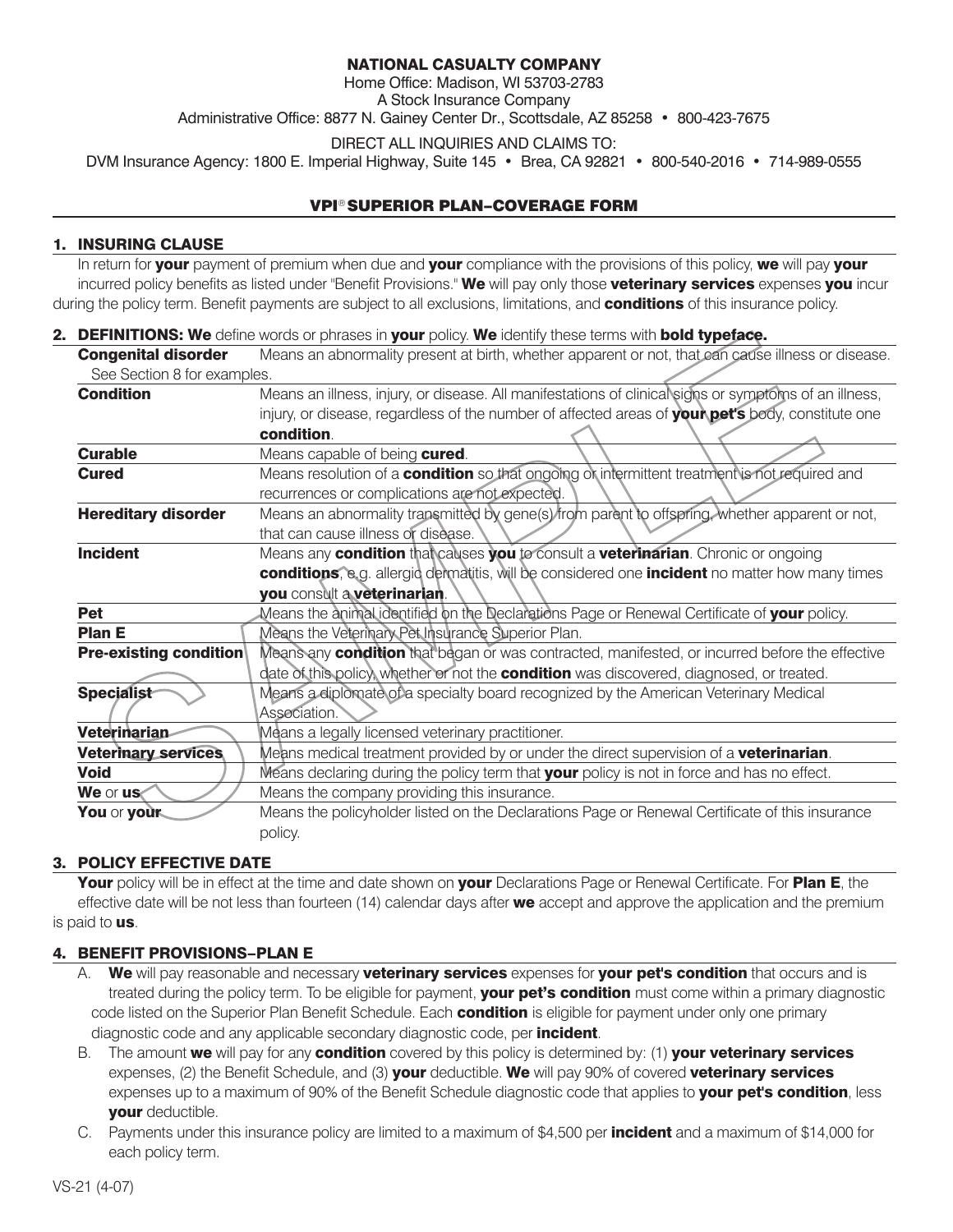**NATIONAL CASUALTY COMPANY**
Home Office: Madison, WI 53703-2783
A Stock Insurance Company
Administrative Office: 8877 N. Gainey Center Dr., Scottsdale, AZ 85258 • 800-423-7675

DIRECT ALL INQUIRIES AND CLAIMS TO:
DVM Insurance Agency: 1800 E. Imperial Highway, Suite 145 • Brea, CA 92821 • 800-540-2016 • 714-989-0555

# VPI® SUPERIOR PLAN–COVERAGE FORM

## 1. INSURING CLAUSE

In return for **your** payment of premium when due and **your** compliance with the provisions of this policy, **we** will pay **your** incurred policy benefits as listed under "Benefit Provisions." **We** will pay only those **veterinary services** expenses **you** incur during the policy term. Benefit payments are subject to all exclusions, limitations, and **conditions** of this insurance policy.

## 2. DEFINITIONS: We define words or phrases in your policy. We identify these terms with bold typeface.

| Term | Definition |
|---|---|
| **Congenital disorder** See Section 8 for examples. | Means an abnormality present at birth, whether apparent or not, that can cause illness or disease. |
| **Condition** | Means an illness, injury, or disease. All manifestations of clinical signs or symptoms of an illness, injury, or disease, regardless of the number of affected areas of **your pet's** body, constitute one **condition**. |
| **Curable** | Means capable of being **cured**. |
| **Cured** | Means resolution of a **condition** so that ongoing or intermittent treatment is not required and recurrences or complications are not expected. |
| **Hereditary disorder** | Means an abnormality transmitted by gene(s) from parent to offspring, whether apparent or not, that can cause illness or disease. |
| **Incident** | Means any **condition** that causes **you** to consult a **veterinarian**. Chronic or ongoing **conditions**, e.g. allergic dermatitis, will be considered one **incident** no matter how many times **you** consult a **veterinarian**. |
| **Pet** | Means the animal identified on the Declarations Page or Renewal Certificate of **your** policy. |
| **Plan E** | Means the Veterinary Pet Insurance Superior Plan. |
| **Pre-existing condition** | Means any **condition** that began or was contracted, manifested, or incurred before the effective date of this policy, whether or not the **condition** was discovered, diagnosed, or treated. |
| **Specialist** | Means a diplomate of a specialty board recognized by the American Veterinary Medical Association. |
| **Veterinarian** | Means a legally licensed veterinary practitioner. |
| **Veterinary services** | Means medical treatment provided by or under the direct supervision of a **veterinarian**. |
| **Void** | Means declaring during the policy term that **your** policy is not in force and has no effect. |
| **We** or **us** | Means the company providing this insurance. |
| **You** or **your** | Means the policyholder listed on the Declarations Page or Renewal Certificate of this insurance policy. |

## 3. POLICY EFFECTIVE DATE

**Your** policy will be in effect at the time and date shown on **your** Declarations Page or Renewal Certificate. For **Plan E**, the effective date will be not less than fourteen (14) calendar days after **we** accept and approve the application and the premium is paid to **us**.

## 4. BENEFIT PROVISIONS–PLAN E

A. **We** will pay reasonable and necessary **veterinary services** expenses for **your pet's condition** that occurs and is treated during the policy term. To be eligible for payment, **your pet's condition** must come within a primary diagnostic code listed on the Superior Plan Benefit Schedule. Each **condition** is eligible for payment under only one primary diagnostic code and any applicable secondary diagnostic code, per **incident**.

B. The amount **we** will pay for any **condition** covered by this policy is determined by: (1) **your veterinary services** expenses, (2) the Benefit Schedule, and (3) **your** deductible. **We** will pay 90% of covered **veterinary services** expenses up to a maximum of 90% of the Benefit Schedule diagnostic code that applies to **your pet's condition**, less **your** deductible.

C. Payments under this insurance policy are limited to a maximum of $4,500 per **incident** and a maximum of $14,000 for each policy term.

VS-21 (4-07)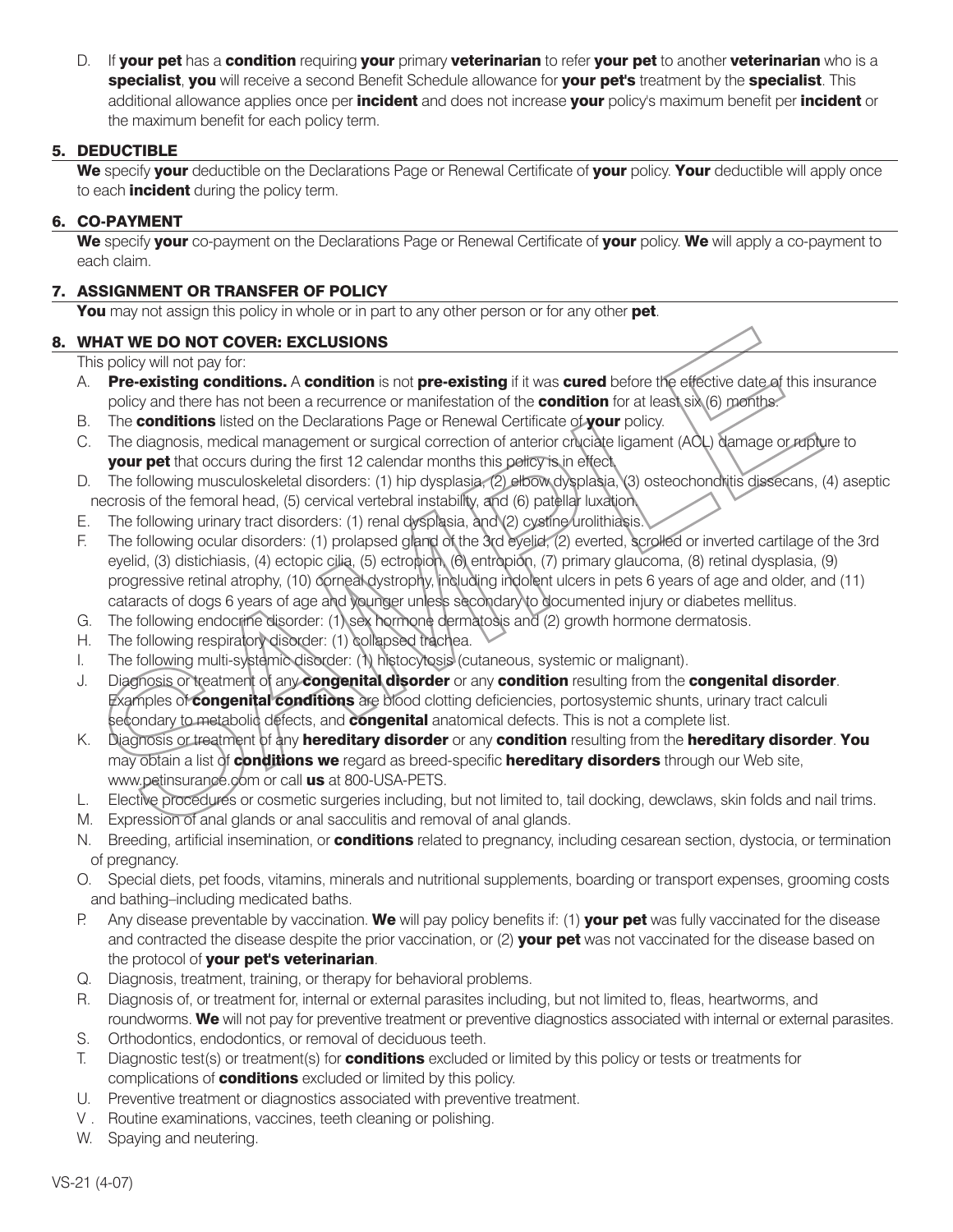D. If **your pet** has a **condition** requiring **your** primary **veterinarian** to refer **your pet** to another **veterinarian** who is a **specialist**, **you** will receive a second Benefit Schedule allowance for **your pet's** treatment by the **specialist**. This additional allowance applies once per **incident** and does not increase **your** policy's maximum benefit per **incident** or the maximum benefit for each policy term.

## 5. DEDUCTIBLE

**We** specify **your** deductible on the Declarations Page or Renewal Certificate of **your** policy. **Your** deductible will apply once to each **incident** during the policy term.

## 6. CO-PAYMENT

**We** specify **your** co-payment on the Declarations Page or Renewal Certificate of **your** policy. **We** will apply a co-payment to each claim.

## 7. ASSIGNMENT OR TRANSFER OF POLICY

**You** may not assign this policy in whole or in part to any other person or for any other **pet**.

## 8. WHAT WE DO NOT COVER: EXCLUSIONS

This policy will not pay for:

A. **Pre-existing conditions.** A **condition** is not **pre-existing** if it was **cured** before the effective date of this insurance policy and there has not been a recurrence or manifestation of the **condition** for at least six (6) months.

B. The **conditions** listed on the Declarations Page or Renewal Certificate of **your** policy.

C. The diagnosis, medical management or surgical correction of anterior cruciate ligament (ACL) damage or rupture to **your pet** that occurs during the first 12 calendar months this policy is in effect.

D. The following musculoskeletal disorders: (1) hip dysplasia, (2) elbow dysplasia, (3) osteochondritis dissecans, (4) aseptic necrosis of the femoral head, (5) cervical vertebral instability, and (6) patellar luxation.

E. The following urinary tract disorders: (1) renal dysplasia, and (2) cystine urolithiasis.

F. The following ocular disorders: (1) prolapsed gland of the 3rd eyelid, (2) everted, scrolled or inverted cartilage of the 3rd eyelid, (3) distichiasis, (4) ectopic cilia, (5) ectropion, (6) entropion, (7) primary glaucoma, (8) retinal dysplasia, (9) progressive retinal atrophy, (10) corneal dystrophy, including indolent ulcers in pets 6 years of age and older, and (11) cataracts of dogs 6 years of age and younger unless secondary to documented injury or diabetes mellitus.

G. The following endocrine disorder: (1) sex hormone dermatosis and (2) growth hormone dermatosis.

H. The following respiratory disorder: (1) collapsed trachea.

I. The following multi-systemic disorder: (1) histocytosis (cutaneous, systemic or malignant).

J. Diagnosis or treatment of any **congenital disorder** or any **condition** resulting from the **congenital disorder**. Examples of **congenital conditions** are blood clotting deficiencies, portosystemic shunts, urinary tract calculi secondary to metabolic defects, and **congenital** anatomical defects. This is not a complete list.

K. Diagnosis or treatment of any **hereditary disorder** or any **condition** resulting from the **hereditary disorder**. **You** may obtain a list of **conditions we** regard as breed-specific **hereditary disorders** through our Web site, www.petinsurance.com or call **us** at 800-USA-PETS.

L. Elective procedures or cosmetic surgeries including, but not limited to, tail docking, dewclaws, skin folds and nail trims.

M. Expression of anal glands or anal sacculitis and removal of anal glands.

N. Breeding, artificial insemination, or **conditions** related to pregnancy, including cesarean section, dystocia, or termination of pregnancy.

O. Special diets, pet foods, vitamins, minerals and nutritional supplements, boarding or transport expenses, grooming costs and bathing–including medicated baths.

P. Any disease preventable by vaccination. **We** will pay policy benefits if: (1) **your pet** was fully vaccinated for the disease and contracted the disease despite the prior vaccination, or (2) **your pet** was not vaccinated for the disease based on the protocol of **your pet's veterinarian**.

Q. Diagnosis, treatment, training, or therapy for behavioral problems.

R. Diagnosis of, or treatment for, internal or external parasites including, but not limited to, fleas, heartworms, and roundworms. **We** will not pay for preventive treatment or preventive diagnostics associated with internal or external parasites.

S. Orthodontics, endodontics, or removal of deciduous teeth.

T. Diagnostic test(s) or treatment(s) for **conditions** excluded or limited by this policy or tests or treatments for complications of **conditions** excluded or limited by this policy.

U. Preventive treatment or diagnostics associated with preventive treatment.

V. Routine examinations, vaccines, teeth cleaning or polishing.

W. Spaying and neutering.

VS-21 (4-07)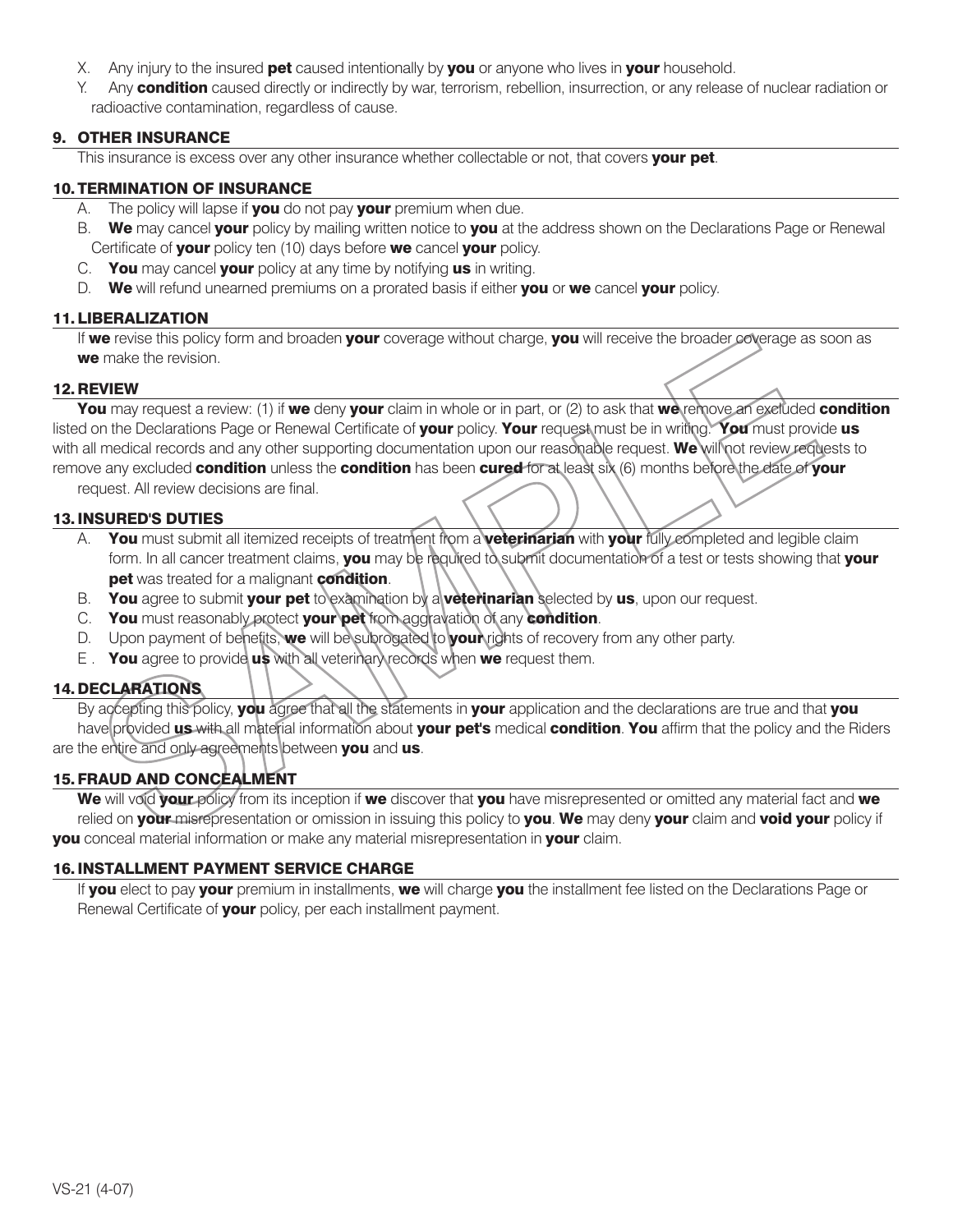X. Any injury to the insured **pet** caused intentionally by **you** or anyone who lives in **your** household.

Y. Any **condition** caused directly or indirectly by war, terrorism, rebellion, insurrection, or any release of nuclear radiation or radioactive contamination, regardless of cause.

## 9. OTHER INSURANCE

This insurance is excess over any other insurance whether collectable or not, that covers **your pet**.

## 10. TERMINATION OF INSURANCE

A. The policy will lapse if **you** do not pay **your** premium when due.

B. **We** may cancel **your** policy by mailing written notice to **you** at the address shown on the Declarations Page or Renewal Certificate of **your** policy ten (10) days before **we** cancel **your** policy.

C. **You** may cancel **your** policy at any time by notifying **us** in writing.

D. **We** will refund unearned premiums on a prorated basis if either **you** or **we** cancel **your** policy.

## 11. LIBERALIZATION

If **we** revise this policy form and broaden **your** coverage without charge, **you** will receive the broader coverage as soon as **we** make the revision.

## 12. REVIEW

**You** may request a review: (1) if **we** deny **your** claim in whole or in part, or (2) to ask that **we** remove an excluded **condition** listed on the Declarations Page or Renewal Certificate of **your** policy. **Your** request must be in writing. **You** must provide **us** with all medical records and any other supporting documentation upon our reasonable request. **We** will not review requests to remove any excluded **condition** unless the **condition** has been **cured** for at least six (6) months before the date of **your** request. All review decisions are final.

## 13. INSURED'S DUTIES

A. **You** must submit all itemized receipts of treatment from a **veterinarian** with **your** fully completed and legible claim form. In all cancer treatment claims, **you** may be required to submit documentation of a test or tests showing that **your pet** was treated for a malignant **condition**.

B. **You** agree to submit **your pet** to examination by a **veterinarian** selected by **us**, upon our request.

C. **You** must reasonably protect **your pet** from aggravation of any **condition**.

D. Upon payment of benefits, **we** will be subrogated to **your** rights of recovery from any other party.

E. **You** agree to provide **us** with all veterinary records when **we** request them.

## 14. DECLARATIONS

By accepting this policy, **you** agree that all the statements in **your** application and the declarations are true and that **you** have provided **us** with all material information about **your pet's** medical **condition**. **You** affirm that the policy and the Riders are the entire and only agreements between **you** and **us**.

## 15. FRAUD AND CONCEALMENT

**We** will void **your** policy from its inception if **we** discover that **you** have misrepresented or omitted any material fact and **we** relied on **your** misrepresentation or omission in issuing this policy to **you**. **We** may deny **your** claim and **void your** policy if **you** conceal material information or make any material misrepresentation in **your** claim.

## 16. INSTALLMENT PAYMENT SERVICE CHARGE

If **you** elect to pay **your** premium in installments, **we** will charge **you** the installment fee listed on the Declarations Page or Renewal Certificate of **your** policy, per each installment payment.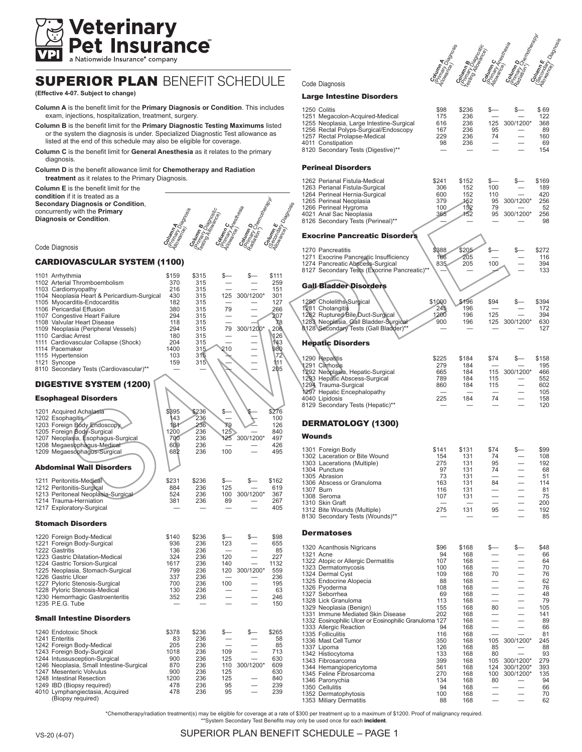# Veterinary Pet Insurance

a Nationwide Insurance® company

## SUPERIOR PLAN BENEFIT SCHEDULE

**(Effective 4-07. Subject to change)**

**Column A** is the benefit limit for the **Primary Diagnosis or Condition**. This includes exam, injections, hospitalization, treatment, surgery.

**Column B** is the benefit limit for the **Primary Diagnostic Testing Maximums** listed or the system the diagnosis is under. Specialized Diagnostic Test allowance as listed at the end of this schedule may also be eligible for coverage.

**Column C** is the benefit limit for **General Anesthesia** as it relates to the primary diagnosis.

**Column D** is the benefit allowance limit for **Chemotherapy and Radiation treatment** as it relates to the Primary Diagnosis.

**Column E** is the benefit limit for the **condition** if it is treated as a **Secondary Diagnosis or Condition**, concurrently with the **Primary Diagnosis or Condition**.

### CARDIOVASCULAR SYSTEM (1100)

| Code Diagnosis | Column A (Primary Diagnosis Allowance) | Column B (Primary Diagnostic Testing Allowance) | Column C (Primary Anesthesia Allowance) | Column D (Primary Chemotherapy/ Radiation*) | Column E (Secondary Diagnosis Allowance) |
|---|---|---|---|---|---|
| 1101 Arrhythmia | $159 | $315 | $— | $— | $111 |
| 1102 Arterial Thromboembolism | 370 | 315 | — | — | 259 |
| 1103 Cardiomyopathy | 216 | 315 | — | — | 151 |
| 1104 Neoplasia Heart & Pericardium-Surgical | 430 | 315 | 125 | 300/1200* | 301 |
| 1105 Myocarditis-Endocarditis | 182 | 315 | — | — | 127 |
| 1106 Pericardial Effusion | 380 | 315 | 79 | — | 266 |
| 1107 Congestive Heart Failure | 294 | 315 | — | — | 207 |
| 1108 Valvular Heart Disease | 118 | 315 | — | — | 78 |
| 1109 Neoplasia (Peripheral Vessels) | 294 | 315 | 79 | 300/1200* | 206 |
| 1110 Cardiac Arrest | 180 | 315 | — | — | 126 |
| 1111 Cardiovascular Collapse (Shock) | 204 | 315 | — | — | 143 |
| 1114 Pacemaker | 1400 | 315 | 210 | — | 980 |
| 1115 Hypertension | 103 | 315 | — | — | 72 |
| 1121 Syncope | 159 | 315 | — | — | 111 |
| 8110 Secondary Tests (Cardiovascular)** | — | — | — | — | 205 |

### DIGESTIVE SYSTEM (1200)

#### Esophageal Disorders

| Code Diagnosis | Column A | Column B | Column C | Column D | Column E |
|---|---|---|---|---|---|
| 1201 Acquired Achalasia | $395 | $236 | $— | $— | $276 |
| 1202 Esophagitis | 143 | 236 | — | — | 100 |
| 1203 Foreign Body Endoscopy | 181 | 236 | 79 | — | 126 |
| 1205 Foreign Body-Surgical | 1200 | 236 | 125 | — | 840 |
| 1207 Neoplasia, Esophagus-Surgical | 700 | 236 | 125 | 300/1200* | 497 |
| 1208 Megaesophagus-Medical | 609 | 236 | — | — | 426 |
| 1209 Megaesophagus-Surgical | 682 | 236 | 100 | — | 495 |

#### Abdominal Wall Disorders

| Code Diagnosis | Column A | Column B | Column C | Column D | Column E |
|---|---|---|---|---|---|
| 1211 Peritonitis-Medical | $231 | $236 | $— | $— | $162 |
| 1212 Peritonitis-Surgical | 884 | 236 | 125 | — | 619 |
| 1213 Peritoneal Neoplasia-Surgical | 524 | 236 | 100 | 300/1200* | 367 |
| 1214 Trauma-Herniation | 381 | 236 | 89 | — | 267 |
| 1217 Exploratory-Surgical | — | — | — | — | 405 |

#### Stomach Disorders

| Code Diagnosis | Column A | Column B | Column C | Column D | Column E |
|---|---|---|---|---|---|
| 1220 Foreign Body-Medical | $140 | $236 | $— | $— | $98 |
| 1221 Foreign Body-Surgical | 936 | 236 | 123 | — | 655 |
| 1222 Gastritis | 136 | 236 | — | — | 85 |
| 1223 Gastric Dilatation-Medical | 324 | 236 | 120 | — | 227 |
| 1224 Gastric Torsion-Surgical | 1617 | 236 | 140 | — | 1132 |
| 1225 Neoplasia, Stomach-Surgical | 799 | 236 | 120 | 300/1200* | 559 |
| 1226 Gastric Ulcer | 337 | 236 | — | — | 236 |
| 1227 Pyloric Stenosis-Surgical | 700 | 236 | 100 | — | 195 |
| 1228 Pyloric Stenosis-Medical | 130 | 236 | — | — | 63 |
| 1230 Hemorrhagic Gastroenteritis | 352 | 236 | — | — | 246 |
| 1235 P.E.G. Tube | — | — | — | — | 150 |

#### Small Intestine Disorders

| Code Diagnosis | Column A | Column B | Column C | Column D | Column E |
|---|---|---|---|---|---|
| 1240 Endotoxic Shock | $378 | $236 | $— | $— | $265 |
| 1241 Enteritis | 83 | 236 | — | — | 58 |
| 1242 Foreign Body-Medical | 205 | 236 | — | — | 85 |
| 1243 Foreign Body-Surgical | 1018 | 236 | 109 | — | 713 |
| 1244 Intussusception-Surgical | 900 | 236 | 125 | — | 630 |
| 1246 Neoplasia, Small Intestine-Surgical | 870 | 236 | 110 | 300/1200* | 609 |
| 1247 Mesenteric Volvulus | 900 | 236 | 125 | | 630 |
| 1248 Intestinal Resection | 1200 | 236 | 125 | — | 840 |
| 1249 IBD (Biopsy required) | 478 | 236 | 95 | — | 239 |
| 4010 Lymphangiectasia, Acquired (Biopsy required) | 478 | 236 | 95 | — | 239 |

#### Large Intestine Disorders

| Code Diagnosis | Column A | Column B | Column C | Column D | Column E |
|---|---|---|---|---|---|
| 1250 Colitis | $98 | $236 | $— | $— | $ 69 |
| 1251 Megacolon-Acquired-Medical | 175 | 236 | — | — | 122 |
| 1255 Neoplasia, Large Intestine-Surgical | 616 | 236 | 125 | 300/1200* | 368 |
| 1256 Rectal Polyps-Surgical/Endoscopy | 167 | 236 | 95 | — | 89 |
| 1257 Rectal Prolapse-Medical | 229 | 236 | 74 | — | 160 |
| 4011 Constipation | 98 | 236 | — | — | 69 |
| 8120 Secondary Tests (Digestive)** | — | — | — | — | 154 |

#### Perineal Disorders

| Code Diagnosis | Column A | Column B | Column C | Column D | Column E |
|---|---|---|---|---|---|
| 1262 Perianal Fistula-Medical | $241 | $152 | $— | $— | $169 |
| 1263 Perianal Fistula-Surgical | 306 | 152 | 100 | — | 189 |
| 1264 Perineal Hernia-Surgical | 600 | 152 | 110 | — | 420 |
| 1265 Perineal Neoplasia | 379 | 152 | 95 | 300/1200* | 256 |
| 1266 Perineal Hygroma | 100 | 152 | 79 | — | 52 |
| 4021 Anal Sac Neoplasia | 365 | 152 | 95 | 300/1200* | 256 |
| 8126 Secondary Tests (Perineal)** | — | — | — | — | 98 |

#### Exocrine Pancreatic Disorders

| Code Diagnosis | Column A | Column B | Column C | Column D | Column E |
|---|---|---|---|---|---|
| 1270 Pancreatitis | $388 | $205 | $— | $— | $272 |
| 1271 Exocrine Pancreatic Insufficiency | 166 | 205 | — | — | 116 |
| 1274 Pancreatic Abscess-Surgical | 835 | 205 | 100 | — | 394 |
| 8127 Secondary Tests (Exocrine Pancreatic)** | — | — | — | — | 133 |

#### Gall Bladder Disorders

| Code Diagnosis | Column A | Column B | Column C | Column D | Column E |
|---|---|---|---|---|---|
| 1280 Choleliths-Surgical | $1000 | $196 | $94 | $— | $394 |
| 1281 Cholangitis | 245 | 196 | — | — | 172 |
| 1282 Ruptured Bile Duct-Surgical | 1200 | 196 | 125 | — | 394 |
| 1283 Neoplasia, Gall Bladder-Surgical | 900 | 196 | 125 | 300/1200* | 630 |
| 8128 Secondary Tests (Gall Bladder)** | — | — | — | — | 127 |

#### Hepatic Disorders

| Code Diagnosis | Column A | Column B | Column C | Column D | Column E |
|---|---|---|---|---|---|
| 1290 Hepatitis | $225 | $184 | $74 | $— | $158 |
| 1291 Cirrhosis | 279 | 184 | — | — | 195 |
| 1292 Neoplasia, Hepatic-Surgical | 665 | 184 | 115 | 300/1200* | 466 |
| 1293 Hepatic Abscess-Surgical | 789 | 184 | 115 | — | 552 |
| 1294 Trauma-Surgical | 860 | 184 | 115 | — | 602 |
| 1297 Hepatic Encephalopathy | — | — | — | — | 105 |
| 4040 Lipidosis | 225 | 184 | 74 | — | 158 |
| 8129 Secondary Tests (Hepatic)** | — | — | — | — | 120 |

### DERMATOLOGY (1300)

#### Wounds

| Code Diagnosis | Column A | Column B | Column C | Column D | Column E |
|---|---|---|---|---|---|
| 1301 Foreign Body | $141 | $131 | $74 | $— | $99 |
| 1302 Laceration or Bite Wound | 154 | 131 | 74 | — | 108 |
| 1303 Lacerations (Multiple) | 275 | 131 | 95 | — | 192 |
| 1304 Puncture | 97 | 131 | 74 | — | 68 |
| 1305 Abrasion | 73 | 131 | — | — | 51 |
| 1306 Abscess or Granuloma | 163 | 131 | 84 | — | 114 |
| 1307 Burn | 116 | 131 | — | — | 81 |
| 1308 Seroma | 107 | 131 | — | — | 75 |
| 1310 Skin Graft | — | — | — | — | 200 |
| 1312 Bite Wounds (Multiple) | 275 | 131 | 95 | — | 192 |
| 8130 Secondary Tests (Wounds)** | — | — | — | — | 85 |

#### Dermatoses

| Code Diagnosis | Column A | Column B | Column C | Column D | Column E |
|---|---|---|---|---|---|
| 1320 Acanthosis Nigricans | $96 | $168 | $— | $— | $48 |
| 1321 Acne | 94 | 168 | — | — | 66 |
| 1322 Atopic or Allergic Dermatitis | 107 | 168 | — | — | 64 |
| 1323 Dermatomycosis | 100 | 168 | — | — | 70 |
| 1324 Dermal Cyst | 109 | 168 | 70 | — | 76 |
| 1325 Endocrine Alopecia | 88 | 168 | — | — | 62 |
| 1326 Pyoderma | 108 | 168 | — | — | 76 |
| 1327 Seborrhea | 69 | 168 | — | — | 48 |
| 1328 Lick Granuloma | 113 | 168 | — | — | 79 |
| 1329 Neoplasia (Benign) | 155 | 168 | 80 | — | 105 |
| 1331 Immune Mediated Skin Disease | 202 | 168 | — | — | 141 |
| 1332 Eosinophilic Ulcer or Eosinophilic Granuloma | 127 | 168 | — | — | 89 |
| 1333 Allergic Reaction | 94 | 168 | — | — | 66 |
| 1335 Folliculitis | 116 | 168 | — | — | 81 |
| 1336 Mast Cell Tumor | 350 | 168 | 105 | 300/1200* | 245 |
| 1337 Lipoma | 126 | 168 | 85 | — | 88 |
| 1342 Histiocytoma | 133 | 168 | 80 | — | 93 |
| 1343 Fibrosarcoma | 399 | 168 | 105 | 300/1200* | 279 |
| 1344 Hemangiopericytoma | 561 | 168 | 124 | 300/1200* | 393 |
| 1345 Feline Fibrosarcoma | 270 | 168 | 100 | 300/1200* | 135 |
| 1346 Paronychia | 134 | 168 | 80 | — | 94 |
| 1350 Cellulitis | 94 | 168 | — | — | 66 |
| 1352 Dermatophytosis | 100 | 168 | — | — | 70 |
| 1353 Miliary Dermatitis | 88 | 168 | — | — | 62 |

*Chemotherapy/radiation treatment(s) may be eligible for coverage at a rate of $300 per treatment up to a maximum of $1200. Proof of malignancy required.

**System Secondary Test Benefits may only be used once for each **incident**.

VS-20 (4-07)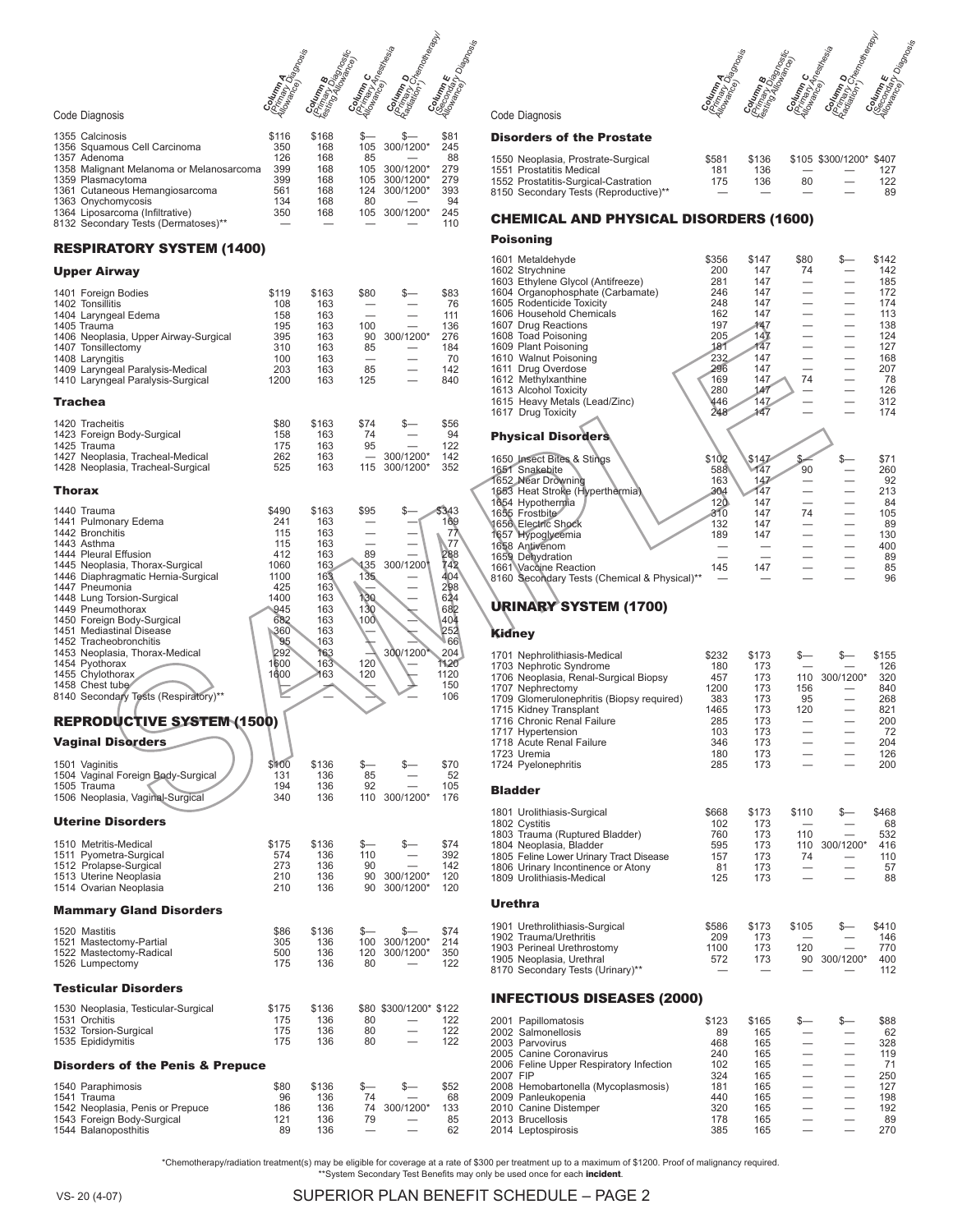| Code | Diagnosis | Column A (Primary Diagnosis Allowance) | Column B (Primary Diagnostic Testing Allowance) | Column C (Primary Anesthesia Allowance) | Column D (Primary Chemotherapy/ Radiation*) | Column E (Secondary Diagnosis Allowance) |
|---|---|---|---|---|---|---|
| 1355 | Calcinosis | $116 | $168 | $— | $— | $81 |
| 1356 | Squamous Cell Carcinoma | 350 | 168 | 105 | 300/1200* | 245 |
| 1357 | Adenoma | 126 | 168 | 85 | — | 88 |
| 1358 | Malignant Melanoma or Melanosarcoma | 399 | 168 | 105 | 300/1200* | 279 |
| 1359 | Plasmacytoma | 399 | 168 | 105 | 300/1200* | 279 |
| 1361 | Cutaneous Hemangiosarcoma | 561 | 168 | 124 | 300/1200* | 393 |
| 1363 | Onychomycosis | 134 | 168 | 80 | — | 94 |
| 1364 | Liposarcoma (Infiltrative) | 350 | 168 | 105 | 300/1200* | 245 |
| 8132 | Secondary Tests (Dermatoses)** | — | — | — | — | 110 |

## RESPIRATORY SYSTEM (1400)

### Upper Airway

| Code | Diagnosis | Column A | Column B | Column C | Column D | Column E |
|---|---|---|---|---|---|---|
| 1401 | Foreign Bodies | $119 | $163 | $80 | $— | $83 |
| 1402 | Tonsillitis | 108 | 163 | — | — | 76 |
| 1404 | Laryngeal Edema | 158 | 163 | — | — | 111 |
| 1405 | Trauma | 195 | 163 | 100 | — | 136 |
| 1406 | Neoplasia, Upper Airway-Surgical | 395 | 163 | 90 | 300/1200* | 276 |
| 1407 | Tonsillectomy | 310 | 163 | 85 | — | 184 |
| 1408 | Laryngitis | 100 | 163 | — | — | 70 |
| 1409 | Laryngeal Paralysis-Medical | 203 | 163 | 85 | — | 142 |
| 1410 | Laryngeal Paralysis-Surgical | 1200 | 163 | 125 | — | 840 |

### Trachea

| Code | Diagnosis | Column A | Column B | Column C | Column D | Column E |
|---|---|---|---|---|---|---|
| 1420 | Tracheitis | $80 | $163 | $74 | $— | $56 |
| 1423 | Foreign Body-Surgical | 158 | 163 | 74 | — | 94 |
| 1425 | Trauma | 175 | 163 | 95 | — | 122 |
| 1427 | Neoplasia, Tracheal-Medical | 262 | 163 | — | 300/1200* | 142 |
| 1428 | Neoplasia, Tracheal-Surgical | 525 | 163 | 115 | 300/1200* | 352 |

### Thorax

| Code | Diagnosis | Column A | Column B | Column C | Column D | Column E |
|---|---|---|---|---|---|---|
| 1440 | Trauma | $490 | $163 | $95 | $— | $343 |
| 1441 | Pulmonary Edema | 241 | 163 | — | — | 169 |
| 1442 | Bronchitis | 115 | 163 | — | — | 77 |
| 1443 | Asthma | 115 | 163 | — | — | 77 |
| 1444 | Pleural Effusion | 412 | 163 | 89 | — | 288 |
| 1445 | Neoplasia, Thorax-Surgical | 1060 | 163 | 135 | 300/1200* | 742 |
| 1446 | Diaphragmatic Hernia-Surgical | 1100 | 163 | 135 | — | 404 |
| 1447 | Pneumonia | 425 | 163 | — | — | 298 |
| 1448 | Lung Torsion-Surgical | 1400 | 163 | 130 | — | 624 |
| 1449 | Pneumothorax | 945 | 163 | 130 | — | 682 |
| 1450 | Foreign Body-Surgical | 682 | 163 | 100 | — | 404 |
| 1451 | Mediastinal Disease | 360 | 163 | — | — | 252 |
| 1452 | Tracheobronchitis | 95 | 163 | — | — | 66 |
| 1453 | Neoplasia, Thorax-Medical | 292 | 163 | — | 300/1200* | 204 |
| 1454 | Pyothorax | 1600 | 163 | 120 | — | 1120 |
| 1455 | Chylothorax | 1600 | 163 | 120 | — | 1120 |
| 1458 | Chest tube | — | — | — | — | 150 |
| 8140 | Secondary Tests (Respiratory)** | — | — | — | — | 106 |

## REPRODUCTIVE SYSTEM (1500)

### Vaginal Disorders

| Code | Diagnosis | Column A | Column B | Column C | Column D | Column E |
|---|---|---|---|---|---|---|
| 1501 | Vaginitis | $100 | $136 | $— | $— | $70 |
| 1504 | Vaginal Foreign Body-Surgical | 131 | 136 | 85 | — | 52 |
| 1505 | Trauma | 194 | 136 | 92 | — | 105 |
| 1506 | Neoplasia, Vaginal-Surgical | 340 | 136 | 110 | 300/1200* | 176 |

### Uterine Disorders

| Code | Diagnosis | Column A | Column B | Column C | Column D | Column E |
|---|---|---|---|---|---|---|
| 1510 | Metritis-Medical | $175 | $136 | $— | $— | $74 |
| 1511 | Pyometra-Surgical | 574 | 136 | 110 | — | 392 |
| 1512 | Prolapse-Surgical | 273 | 136 | 90 | — | 142 |
| 1513 | Uterine Neoplasia | 210 | 136 | 90 | 300/1200* | 120 |
| 1514 | Ovarian Neoplasia | 210 | 136 | 90 | 300/1200* | 120 |

### Mammary Gland Disorders

| Code | Diagnosis | Column A | Column B | Column C | Column D | Column E |
|---|---|---|---|---|---|---|
| 1520 | Mastitis | $86 | $136 | $— | $— | $74 |
| 1521 | Mastectomy-Partial | 305 | 136 | 100 | 300/1200* | 214 |
| 1522 | Mastectomy-Radical | 500 | 136 | 120 | 300/1200* | 350 |
| 1526 | Lumpectomy | 175 | 136 | 80 | — | 122 |

### Testicular Disorders

| Code | Diagnosis | Column A | Column B | Column C | Column D | Column E |
|---|---|---|---|---|---|---|
| 1530 | Neoplasia, Testicular-Surgical | $175 | $136 | $80 | $300/1200* | $122 |
| 1531 | Orchitis | 175 | 136 | 80 | — | 122 |
| 1532 | Torsion-Surgical | 175 | 136 | 80 | — | 122 |
| 1535 | Epididymitis | 175 | 136 | 80 | — | 122 |

### Disorders of the Penis & Prepuce

| Code | Diagnosis | Column A | Column B | Column C | Column D | Column E |
|---|---|---|---|---|---|---|
| 1540 | Paraphimosis | $80 | $136 | $— | $— | $52 |
| 1541 | Trauma | 96 | 136 | 74 | — | 68 |
| 1542 | Neoplasia, Penis or Prepuce | 186 | 136 | 74 | 300/1200* | 133 |
| 1543 | Foreign Body-Surgical | 121 | 136 | 79 | — | 85 |
| 1544 | Balanoposthitis | 89 | 136 | — | — | 62 |

### Disorders of the Prostate

| Code | Diagnosis | Column A | Column B | Column C | Column D | Column E |
|---|---|---|---|---|---|---|
| 1550 | Neoplasia, Prostrate-Surgical | $581 | $136 | $105 | $300/1200* | $407 |
| 1551 | Prostatitis Medical | 181 | 136 | — | — | 127 |
| 1552 | Prostatitis-Surgical-Castration | 175 | 136 | 80 | — | 122 |
| 8150 | Secondary Tests (Reproductive)** | — | — | — | — | 89 |

## CHEMICAL AND PHYSICAL DISORDERS (1600)

### Poisoning

| Code | Diagnosis | Column A | Column B | Column C | Column D | Column E |
|---|---|---|---|---|---|---|
| 1601 | Metaldehyde | $356 | $147 | $80 | $— | $142 |
| 1602 | Strychnine | 200 | 147 | 74 | — | 142 |
| 1603 | Ethylene Glycol (Antifreeze) | 281 | 147 | — | — | 185 |
| 1604 | Organophosphate (Carbamate) | 246 | 147 | — | — | 172 |
| 1605 | Rodenticide Toxicity | 248 | 147 | — | — | 174 |
| 1606 | Household Chemicals | 162 | 147 | — | — | 113 |
| 1607 | Drug Reactions | 197 | 147 | — | — | 138 |
| 1608 | Toad Poisoning | 205 | 147 | — | — | 124 |
| 1609 | Plant Poisoning | 181 | 147 | — | — | 127 |
| 1610 | Walnut Poisoning | 232 | 147 | — | — | 168 |
| 1611 | Drug Overdose | 296 | 147 | — | — | 207 |
| 1612 | Methylxanthine | 169 | 147 | 74 | — | 78 |
| 1613 | Alcohol Toxicity | 280 | 147 | — | — | 126 |
| 1615 | Heavy Metals (Lead/Zinc) | 446 | 147 | — | — | 312 |
| 1617 | Drug Toxicity | 248 | 147 | — | — | 174 |

### Physical Disorders

| Code | Diagnosis | Column A | Column B | Column C | Column D | Column E |
|---|---|---|---|---|---|---|
| 1650 | Insect Bites & Stings | $102 | $147 | $— | $— | $71 |
| 1651 | Snakebite | 588 | 147 | 90 | — | 260 |
| 1652 | Near Drowning | 163 | 147 | — | — | 92 |
| 1653 | Heat Stroke (Hyperthermia) | 304 | 147 | — | — | 213 |
| 1654 | Hypothermia | 120 | 147 | — | — | 84 |
| 1655 | Frostbite | 310 | 147 | 74 | — | 105 |
| 1656 | Electric Shock | 132 | 147 | — | — | 89 |
| 1657 | Hypoglycemia | 189 | 147 | — | — | 130 |
| 1658 | Antivenom | — | — | — | — | 400 |
| 1659 | Dehydration | — | — | — | — | 89 |
| 1661 | Vaccine Reaction | 145 | 147 | — | — | 85 |
| 8160 | Secondary Tests (Chemical & Physical)** | — | — | — | — | 96 |

## URINARY SYSTEM (1700)

### Kidney

| Code | Diagnosis | Column A | Column B | Column C | Column D | Column E |
|---|---|---|---|---|---|---|
| 1701 | Nephrolithiasis-Medical | $232 | $173 | $— | $— | $155 |
| 1703 | Nephrotic Syndrome | 180 | 173 | — | — | 126 |
| 1706 | Neoplasia, Renal-Surgical Biopsy | 457 | 173 | 110 | 300/1200* | 320 |
| 1707 | Nephrectomy | 1200 | 173 | 156 | — | 840 |
| 1709 | Glomerulonephritis (Biopsy required) | 383 | 173 | 95 | — | 268 |
| 1715 | Kidney Transplant | 1465 | 173 | 120 | — | 821 |
| 1716 | Chronic Renal Failure | 285 | 173 | — | — | 200 |
| 1717 | Hypertension | 103 | 173 | — | — | 72 |
| 1718 | Acute Renal Failure | 346 | 173 | — | — | 204 |
| 1723 | Uremia | 180 | 173 | — | — | 126 |
| 1724 | Pyelonephritis | 285 | 173 | — | — | 200 |

### Bladder

| Code | Diagnosis | Column A | Column B | Column C | Column D | Column E |
|---|---|---|---|---|---|---|
| 1801 | Urolithiasis-Surgical | $668 | $173 | $110 | $— | $468 |
| 1802 | Cystitis | 102 | 173 | — | — | 68 |
| 1803 | Trauma (Ruptured Bladder) | 760 | 173 | 110 | — | 532 |
| 1804 | Neoplasia, Bladder | 595 | 173 | 110 | 300/1200* | 416 |
| 1805 | Feline Lower Urinary Tract Disease | 157 | 173 | 74 | — | 110 |
| 1806 | Urinary Incontinence or Atony | 81 | 173 | — | — | 57 |
| 1809 | Urolithiasis-Medical | 125 | 173 | — | — | 88 |

### Urethra

| Code | Diagnosis | Column A | Column B | Column C | Column D | Column E |
|---|---|---|---|---|---|---|
| 1901 | Urethrolithiasis-Surgical | $586 | $173 | $105 | $— | $410 |
| 1902 | Trauma/Urethritis | 209 | 173 | — | — | 146 |
| 1903 | Perineal Urethrostomy | 1100 | 173 | 120 | — | 770 |
| 1905 | Neoplasia, Urethral | 572 | 173 | 90 | 300/1200* | 400 |
| 8170 | Secondary Tests (Urinary)** | — | — | — | — | 112 |

## INFECTIOUS DISEASES (2000)

| Code | Diagnosis | Column A | Column B | Column C | Column D | Column E |
|---|---|---|---|---|---|---|
| 2001 | Papillomatosis | $123 | $165 | $— | $— | $88 |
| 2002 | Salmonellosis | 89 | 165 | — | — | 62 |
| 2003 | Parvovirus | 468 | 165 | — | — | 328 |
| 2005 | Canine Coronavirus | 240 | 165 | — | — | 119 |
| 2006 | Feline Upper Respiratory Infection | 102 | 165 | — | — | 71 |
| 2007 | FIP | 324 | 165 | — | — | 250 |
| 2008 | Hemobartonella (Mycoplasmosis) | 181 | 165 | — | — | 127 |
| 2009 | Panleukopenia | 440 | 165 | — | — | 198 |
| 2010 | Canine Distemper | 320 | 165 | — | — | 192 |
| 2013 | Brucellosis | 178 | 165 | — | — | 89 |
| 2014 | Leptospirosis | 385 | 165 | — | — | 270 |

*Chemotherapy/radiation treatment(s) may be eligible for coverage at a rate of $300 per treatment up to a maximum of $1200. Proof of malignancy required.

**System Secondary Test Benefits may only be used once for each **incident**.

VS- 20 (4-07)

SUPERIOR PLAN BENEFIT SCHEDULE – PAGE 2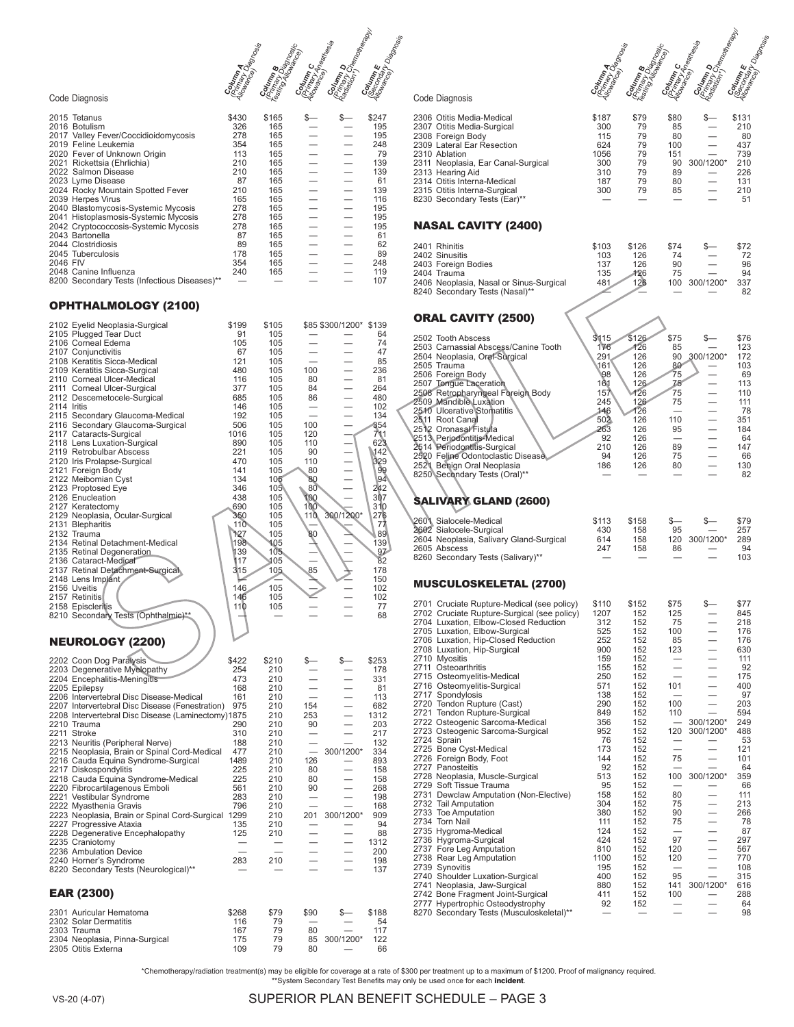| Code | Diagnosis | Column A (Primary Diagnosis Allowance) | Column B (Primary Diagnostic Testing Allowance) | Column C (Primary Anesthesia Allowance) | Column D (Primary Chemotherapy/Radiation*) | Column E (Secondary Diagnosis Allowance) |
|---|---|---|---|---|---|---|
| 2015 | Tetanus | $430 | $165 | $— | $— | $247 |
| 2016 | Botulism | 326 | 165 | — | — | 195 |
| 2017 | Valley Fever/Coccidioidomycosis | 278 | 165 | — | — | 195 |
| 2019 | Feline Leukemia | 354 | 165 | — | — | 248 |
| 2020 | Fever of Unknown Origin | 113 | 165 | — | — | 79 |
| 2021 | Rickettsia (Ehrlichia) | 210 | 165 | — | — | 139 |
| 2022 | Salmon Disease | 210 | 165 | — | — | 139 |
| 2023 | Lyme Disease | 87 | 165 | — | — | 61 |
| 2024 | Rocky Mountain Spotted Fever | 210 | 165 | — | — | 139 |
| 2039 | Herpes Virus | 165 | 165 | — | — | 116 |
| 2040 | Blastomycosis-Systemic Mycosis | 278 | 165 | — | — | 195 |
| 2041 | Histoplasmosis-Systemic Mycosis | 278 | 165 | — | — | 195 |
| 2042 | Cryptococcosis-Systemic Mycosis | 278 | 165 | — | — | 195 |
| 2043 | Bartonella | 87 | 165 | — | — | 61 |
| 2044 | Clostridiosis | 89 | 165 | — | — | 62 |
| 2045 | Tuberculosis | 178 | 165 | — | — | 89 |
| 2046 | FIV | 354 | 165 | — | — | 248 |
| 2048 | Canine Influenza | 240 | 165 | — | — | 119 |
| 8200 | Secondary Tests (Infectious Diseases)** | — | — | — | — | 107 |

## OPHTHALMOLOGY (2100)

| Code | Diagnosis | Column A | Column B | Column C | Column D | Column E |
|---|---|---|---|---|---|---|
| 2102 | Eyelid Neoplasia-Surgical | $199 | $105 | $85 | $300/1200* | $139 |
| 2105 | Plugged Tear Duct | 91 | 105 | — | — | 64 |
| 2106 | Corneal Edema | 105 | 105 | — | — | 74 |
| 2107 | Conjunctivitis | 67 | 105 | — | — | 47 |
| 2108 | Keratitis Sicca-Medical | 121 | 105 | — | — | 85 |
| 2109 | Keratitis Sicca-Surgical | 480 | 105 | 100 | — | 236 |
| 2110 | Corneal Ulcer-Medical | 116 | 105 | 80 | — | 81 |
| 2111 | Corneal Ulcer-Surgical | 377 | 105 | 84 | — | 264 |
| 2112 | Descemetocele-Surgical | 685 | 105 | 86 | — | 480 |
| 2114 | Iritis | 146 | 105 | — | — | 102 |
| 2115 | Secondary Glaucoma-Medical | 192 | 105 | — | — | 134 |
| 2116 | Secondary Glaucoma-Surgical | 506 | 105 | 100 | — | 354 |
| 2117 | Cataracts-Surgical | 1016 | 105 | 120 | — | 711 |
| 2118 | Lens Luxation-Surgical | 890 | 105 | 110 | — | 623 |
| 2119 | Retrobulbar Abscess | 221 | 105 | 90 | — | 142 |
| 2120 | Iris Prolapse-Surgical | 470 | 105 | 110 | — | 329 |
| 2121 | Foreign Body | 141 | 105 | 80 | — | 99 |
| 2122 | Meibomian Cyst | 134 | 105 | 80 | — | 94 |
| 2123 | Proptosed Eye | 346 | 105 | 80 | — | 242 |
| 2126 | Enucleation | 438 | 105 | 100 | — | 307 |
| 2127 | Keratectomy | 690 | 105 | 100 | — | 310 |
| 2129 | Neoplasia, Ocular-Surgical | 350 | 105 | 110 | 300/1200* | 276 |
| 2131 | Blepharitis | 110 | 105 | — | — | 77 |
| 2132 | Trauma | 127 | 105 | 80 | — | 89 |
| 2134 | Retinal Detachment-Medical | 198 | 105 | — | — | 139 |
| 2135 | Retinal Degeneration | 139 | 105 | — | — | 97 |
| 2136 | Cataract-Medical | 117 | 105 | — | — | 82 |
| 2137 | Retinal Detachment-Surgical | 315 | 105 | 85 | — | 178 |
| 2148 | Lens Implant | — | — | — | — | 150 |
| 2156 | Uveitis | 146 | 105 | — | — | 102 |
| 2157 | Retinitis | 146 | 105 | — | — | 102 |
| 2158 | Episcleritis | 110 | 105 | — | — | 77 |
| 8210 | Secondary Tests (Ophthalmic)** | — | — | — | — | 68 |

## NEUROLOGY (2200)

| Code | Diagnosis | Column A | Column B | Column C | Column D | Column E |
|---|---|---|---|---|---|---|
| 2202 | Coon Dog Paralysis | $422 | $210 | $— | $— | $253 |
| 2203 | Degenerative Myelopathy | 254 | 210 | — | — | 178 |
| 2204 | Encephalitis-Meningitis | 473 | 210 | — | — | 331 |
| 2205 | Epilepsy | 168 | 210 | — | — | 81 |
| 2206 | Intervertebral Disc Disease-Medical | 161 | 210 | — | — | 113 |
| 2207 | Intervertebral Disc Disease (Fenestration) | 975 | 210 | 154 | — | 682 |
| 2208 | Intervertebral Disc Disease (Laminectomy) | 1875 | 210 | 253 | — | 1312 |
| 2210 | Trauma | 290 | 210 | 90 | — | 203 |
| 2211 | Stroke | 310 | 210 | — | — | 217 |
| 2213 | Neuritis (Peripheral Nerve) | 188 | 210 | — | — | 132 |
| 2215 | Neoplasia, Brain or Spinal Cord-Medical | 477 | 210 | — | 300/1200* | 334 |
| 2216 | Cauda Equina Syndrome-Surgical | 1489 | 210 | 126 | — | 893 |
| 2217 | Diskospondylitis | 225 | 210 | 80 | — | 158 |
| 2218 | Cauda Equina Syndrome-Medical | 225 | 210 | 80 | — | 158 |
| 2220 | Fibrocartilagenous Emboli | 561 | 210 | 90 | — | 268 |
| 2221 | Vestibular Syndrome | 283 | 210 | — | — | 198 |
| 2222 | Myasthenia Gravis | 796 | 210 | — | — | 168 |
| 2223 | Neoplasia, Brain or Spinal Cord-Surgical | 1299 | 210 | 201 | 300/1200* | 909 |
| 2227 | Progressive Ataxia | 135 | 210 | — | — | 94 |
| 2228 | Degenerative Encephalopathy | 125 | 210 | — | — | 88 |
| 2235 | Craniotomy | — | — | — | — | 1312 |
| 2236 | Ambulation Device | — | — | — | — | 200 |
| 2240 | Horner's Syndrome | 283 | 210 | — | — | 198 |
| 8220 | Secondary Tests (Neurological)** | — | — | — | — | 137 |

## EAR (2300)

| Code | Diagnosis | Column A | Column B | Column C | Column D | Column E |
|---|---|---|---|---|---|---|
| 2301 | Auricular Hematoma | $268 | $79 | $90 | $— | $188 |
| 2302 | Solar Dermatitis | 116 | 79 | — | — | 54 |
| 2303 | Trauma | 167 | 79 | 80 | — | 117 |
| 2304 | Neoplasia, Pinna-Surgical | 175 | 79 | 85 | 300/1200* | 122 |
| 2305 | Otitis Externa | 109 | 79 | 80 | — | 66 |
| 2306 | Otitis Media-Medical | $187 | $79 | $80 | $— | $131 |
| 2307 | Otitis Media-Surgical | 300 | 79 | 85 | — | 210 |
| 2308 | Foreign Body | 115 | 79 | 80 | — | 80 |
| 2309 | Lateral Ear Resection | 624 | 79 | 100 | — | 437 |
| 2310 | Ablation | 1056 | 79 | 151 | — | 739 |
| 2311 | Neoplasia, Ear Canal-Surgical | 300 | 79 | 90 | 300/1200* | 210 |
| 2313 | Hearing Aid | 310 | 79 | 89 | — | 226 |
| 2314 | Otitis Interna-Medical | 187 | 79 | 80 | — | 131 |
| 2315 | Otitis Interna-Surgical | 300 | 79 | 85 | — | 210 |
| 8230 | Secondary Tests (Ear)** | — | — | — | — | 51 |

## NASAL CAVITY (2400)

| Code | Diagnosis | Column A | Column B | Column C | Column D | Column E |
|---|---|---|---|---|---|---|
| 2401 | Rhinitis | $103 | $126 | $74 | $— | $72 |
| 2402 | Sinusitis | 103 | 126 | 74 | — | 72 |
| 2403 | Foreign Bodies | 137 | 126 | 90 | — | 96 |
| 2404 | Trauma | 135 | 126 | 75 | — | 94 |
| 2406 | Neoplasia, Nasal or Sinus-Surgical | 481 | 126 | 100 | 300/1200* | 337 |
| 8240 | Secondary Tests (Nasal)** | — | — | — | — | 82 |

## ORAL CAVITY (2500)

| Code | Diagnosis | Column A | Column B | Column C | Column D | Column E |
|---|---|---|---|---|---|---|
| 2502 | Tooth Abscess | $115 | $126 | $75 | $— | $76 |
| 2503 | Carnassial Abscess/Canine Tooth | 176 | 126 | 85 | — | 123 |
| 2504 | Neoplasia, Oral-Surgical | 291 | 126 | 90 | 300/1200* | 172 |
| 2505 | Trauma | 161 | 126 | 80 | — | 103 |
| 2506 | Foreign Body | 98 | 126 | 75 | — | 69 |
| 2507 | Tongue Laceration | 161 | 126 | 75 | — | 113 |
| 2508 | Retropharyngeal Foreign Body | 157 | 126 | 75 | — | 110 |
| 2509 | Mandible Luxation | 245 | 126 | 75 | — | 111 |
| 2510 | Ulcerative Stomatitis | 146 | 126 | — | — | 78 |
| 2511 | Root Canal | 502 | 126 | 110 | — | 351 |
| 2512 | Oronasal Fistula | 263 | 126 | 95 | — | 184 |
| 2513 | Periodontitis-Medical | 92 | 126 | — | — | 64 |
| 2514 | Periodontitis-Surgical | 210 | 126 | 89 | — | 147 |
| 2520 | Feline Odontoclastic Disease | 94 | 126 | 75 | — | 66 |
| 2521 | Benign Oral Neoplasia | 186 | 126 | 80 | — | 130 |
| 8250 | Secondary Tests (Oral)** | — | — | — | — | 82 |

## SALIVARY GLAND (2600)

| Code | Diagnosis | Column A | Column B | Column C | Column D | Column E |
|---|---|---|---|---|---|---|
| 2601 | Sialocele-Medical | $113 | $158 | $— | $— | $79 |
| 2602 | Sialocele-Surgical | 430 | 158 | 95 | — | 257 |
| 2604 | Neoplasia, Salivary Gland-Surgical | 614 | 158 | 120 | 300/1200* | 289 |
| 2605 | Abscess | 247 | 158 | 86 | — | 94 |
| 8260 | Secondary Tests (Salivary)** | — | — | — | — | 103 |

## MUSCULOSKELETAL (2700)

| Code | Diagnosis | Column A | Column B | Column C | Column D | Column E |
|---|---|---|---|---|---|---|
| 2701 | Cruciate Rupture-Medical (see policy) | $110 | $152 | $75 | $— | $77 |
| 2702 | Cruciate Rupture-Surgical (see policy) | 1207 | 152 | 125 | — | 845 |
| 2704 | Luxation, Elbow-Closed Reduction | 312 | 152 | 75 | — | 218 |
| 2705 | Luxation, Elbow-Surgical | 525 | 152 | 100 | — | 176 |
| 2706 | Luxation, Hip-Closed Reduction | 252 | 152 | 85 | — | 176 |
| 2708 | Luxation, Hip-Surgical | 900 | 152 | 123 | — | 630 |
| 2710 | Myositis | 159 | 152 | — | — | 111 |
| 2711 | Osteoarthritis | 155 | 152 | — | — | 92 |
| 2715 | Osteomyelitis-Medical | 250 | 152 | — | — | 175 |
| 2716 | Osteomyelitis-Surgical | 571 | 152 | 101 | — | 400 |
| 2717 | Spondylosis | 138 | 152 | — | — | 97 |
| 2720 | Tendon Rupture (Cast) | 290 | 152 | 100 | — | 203 |
| 2721 | Tendon Rupture-Surgical | 849 | 152 | 110 | — | 594 |
| 2722 | Osteogenic Sarcoma-Medical | 356 | 152 | — | 300/1200* | 249 |
| 2723 | Osteogenic Sarcoma-Surgical | 952 | 152 | 120 | 300/1200* | 488 |
| 2724 | Sprain | 76 | 152 | — | — | 53 |
| 2725 | Bone Cyst-Medical | 173 | 152 | — | — | 121 |
| 2726 | Foreign Body, Foot | 144 | 152 | 75 | — | 101 |
| 2727 | Panosteitis | 92 | 152 | — | — | 64 |
| 2728 | Neoplasia, Muscle-Surgical | 513 | 152 | 100 | 300/1200* | 359 |
| 2729 | Soft Tissue Trauma | 95 | 152 | — | — | 66 |
| 2731 | Dewclaw Amputation (Non-Elective) | 158 | 152 | 80 | — | 111 |
| 2732 | Tail Amputation | 304 | 152 | 75 | — | 213 |
| 2733 | Toe Amputation | 380 | 152 | 90 | — | 266 |
| 2734 | Torn Nail | 111 | 152 | 75 | — | 78 |
| 2735 | Hygroma-Medical | 124 | 152 | — | — | 87 |
| 2736 | Hygroma-Surgical | 424 | 152 | 97 | — | 297 |
| 2737 | Fore Leg Amputation | 810 | 152 | 120 | — | 567 |
| 2738 | Rear Leg Amputation | 1100 | 152 | 120 | — | 770 |
| 2739 | Synovitis | 195 | 152 | — | — | 108 |
| 2740 | Shoulder Luxation-Surgical | 400 | 152 | 95 | — | 315 |
| 2741 | Neoplasia, Jaw-Surgical | 880 | 152 | 141 | 300/1200* | 616 |
| 2742 | Bone Fragment Joint-Surgical | 411 | 152 | 100 | — | 288 |
| 2777 | Hypertrophic Osteodystrophy | 92 | 152 | — | — | 64 |
| 8270 | Secondary Tests (Musculoskeletal)** | — | — | — | — | 98 |

*Chemotherapy/radiation treatment(s) may be eligible for coverage at a rate of $300 per treatment up to a maximum of $1200. Proof of malignancy required.

**System Secondary Test Benefits may only be used once for each **incident**.

VS-20 (4-07)

SUPERIOR PLAN BENEFIT SCHEDULE – PAGE 3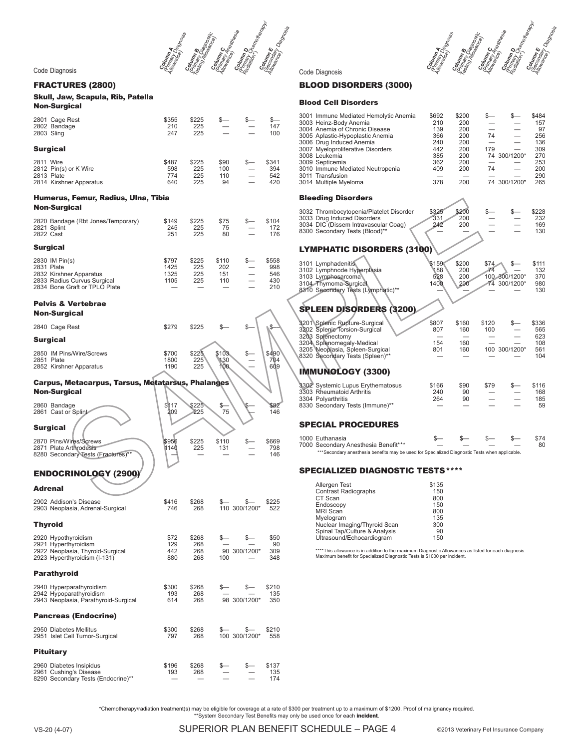| Code Diagnosis | Column A (Primary Diagnosis Allowance) | Column B (Primary Diagnostic Testing Allowance) | Column C (Primary Anesthesia Allowance) | Column D (Primary Chemotherapy/Radiation*) | Column E (Secondary Diagnosis Allowance) |
|---|---|---|---|---|---|

## FRACTURES (2800)

### Skull, Jaw, Scapula, Rib, Patella

#### Non-Surgical

| Code Diagnosis | Column A | Column B | Column C | Column D | Column E |
|---|---|---|---|---|---|
| 2801 Cage Rest | $355 | $225 | $— | $— | $— |
| 2802 Bandage | 210 | 225 | — | — | 147 |
| 2803 Sling | 247 | 225 | — | — | 100 |

#### Surgical

| Code Diagnosis | Column A | Column B | Column C | Column D | Column E |
|---|---|---|---|---|---|
| 2811 Wire | $487 | $225 | $90 | $— | $341 |
| 2812 Pin(s) or K Wire | 598 | 225 | 100 | — | 394 |
| 2813 Plate | 774 | 225 | 110 | — | 542 |
| 2814 Kirshner Apparatus | 640 | 225 | 94 | — | 420 |

### Humerus, Femur, Radius, Ulna, Tibia

#### Non-Surgical

| Code Diagnosis | Column A | Column B | Column C | Column D | Column E |
|---|---|---|---|---|---|
| 2820 Bandage (Rbt Jones/Temporary) | $149 | $225 | $75 | $— | $104 |
| 2821 Splint | 245 | 225 | 75 | — | 172 |
| 2822 Cast | 251 | 225 | 80 | — | 176 |

#### Surgical

| Code Diagnosis | Column A | Column B | Column C | Column D | Column E |
|---|---|---|---|---|---|
| 2830 IM Pin(s) | $797 | $225 | $110 | $— | $558 |
| 2831 Plate | 1425 | 225 | 202 | — | 998 |
| 2832 Kirshner Apparatus | 1325 | 225 | 151 | — | 546 |
| 2833 Radius Curvus Surgical | 1105 | 225 | 110 | — | 430 |
| 2834 Bone Graft or TPLO Plate | — | — | — | — | 210 |

### Pelvis & Vertebrae

#### Non-Surgical

| Code Diagnosis | Column A | Column B | Column C | Column D | Column E |
|---|---|---|---|---|---|
| 2840 Cage Rest | $279 | $225 | $— | $— | $— |

#### Surgical

| Code Diagnosis | Column A | Column B | Column C | Column D | Column E |
|---|---|---|---|---|---|
| 2850 IM Pins/Wire/Screws | $700 | $225 | $103 | $— | $490 |
| 2851 Plate | 1800 | 225 | 130 | — | 704 |
| 2852 Kirshner Apparatus | 1190 | 225 | 100 | — | 609 |

### Carpus, Metacarpus, Tarsus, Metatarsus, Phalanges

#### Non-Surgical

| Code Diagnosis | Column A | Column B | Column C | Column D | Column E |
|---|---|---|---|---|---|
| 2860 Bandage | $117 | $225 | $— | $— | $82 |
| 2861 Cast or Splint | 209 | 225 | 75 | — | 146 |

#### Surgical

| Code Diagnosis | Column A | Column B | Column C | Column D | Column E |
|---|---|---|---|---|---|
| 2870 Pins/Wires/Screws | $956 | $225 | $110 | $— | $669 |
| 2871 Plate Arthrodesis | 1140 | 225 | 131 | — | 798 |
| 8280 Secondary Tests (Fractures)** | — | — | — | — | 146 |

## ENDOCRINOLOGY (2900)

### Adrenal

| Code Diagnosis | Column A | Column B | Column C | Column D | Column E |
|---|---|---|---|---|---|
| 2902 Addison's Disease | $416 | $268 | $— | $— | $225 |
| 2903 Neoplasia, Adrenal-Surgical | 746 | 268 | 110 | 300/1200* | 522 |

### Thyroid

| Code Diagnosis | Column A | Column B | Column C | Column D | Column E |
|---|---|---|---|---|---|
| 2920 Hypothyroidism | $72 | $268 | $— | $— | $50 |
| 2921 Hyperthyroidism | 129 | 268 | — | — | 90 |
| 2922 Neoplasia, Thyroid-Surgical | 442 | 268 | 90 | 300/1200* | 309 |
| 2923 Hyperthyroidism (I-131) | 880 | 268 | 100 | — | 348 |

### Parathyroid

| Code Diagnosis | Column A | Column B | Column C | Column D | Column E |
|---|---|---|---|---|---|
| 2940 Hyperparathyroidism | $300 | $268 | $— | $— | $210 |
| 2942 Hypoparathyroidism | 193 | 268 | — | — | 135 |
| 2943 Neoplasia, Parathyroid-Surgical | 614 | 268 | 98 | 300/1200* | 350 |

### Pancreas (Endocrine)

| Code Diagnosis | Column A | Column B | Column C | Column D | Column E |
|---|---|---|---|---|---|
| 2950 Diabetes Mellitus | $300 | $268 | $— | $— | $210 |
| 2951 Islet Cell Tumor-Surgical | 797 | 268 | 100 | 300/1200* | 558 |

### Pituitary

| Code Diagnosis | Column A | Column B | Column C | Column D | Column E |
|---|---|---|---|---|---|
| 2960 Diabetes Insipidus | $196 | $268 | $— | $— | $137 |
| 2961 Cushing's Disease | 193 | 268 | — | — | 135 |
| 8290 Secondary Tests (Endocrine)** | — | — | — | — | 174 |

## BLOOD DISORDERS (3000)

### Blood Cell Disorders

| Code Diagnosis | Column A | Column B | Column C | Column D | Column E |
|---|---|---|---|---|---|
| 3001 Immune Mediated Hemolytic Anemia | $692 | $200 | $— | $— | $484 |
| 3003 Heinz-Body Anemia | 210 | 200 | — | — | 157 |
| 3004 Anemia of Chronic Disease | 139 | 200 | — | — | 97 |
| 3005 Aplastic-Hypoplastic Anemia | 366 | 200 | 74 | — | 256 |
| 3006 Drug Induced Anemia | 240 | 200 | — | — | 136 |
| 3007 Myeloproliferative Disorders | 442 | 200 | 179 | — | 309 |
| 3008 Leukemia | 385 | 200 | 74 | 300/1200* | 270 |
| 3009 Septicemia | 362 | 200 | — | — | 253 |
| 3010 Immune Mediated Neutropenia | 409 | 200 | 74 | — | 200 |
| 3011 Transfusion | — | — | — | — | 290 |
| 3014 Multiple Myeloma | 378 | 200 | 74 | 300/1200* | 265 |

### Bleeding Disorders

| Code Diagnosis | Column A | Column B | Column C | Column D | Column E |
|---|---|---|---|---|---|
| 3032 Thrombocytopenia/Platelet Disorder | $325 | $200 | $— | $— | $228 |
| 3033 Drug Induced Disorders | 331 | 200 | — | — | 232 |
| 3034 DIC (Dissem Intravascular Coag) | 242 | 200 | — | — | 169 |
| 8300 Secondary Tests (Blood)** | — | — | — | — | 130 |

## LYMPHATIC DISORDERS (3100)

| Code Diagnosis | Column A | Column B | Column C | Column D | Column E |
|---|---|---|---|---|---|
| 3101 Lymphadenitis | $159 | $200 | $74 | $— | $111 |
| 3102 Lymphnode Hyperplasia | 188 | 200 | 74 | — | 132 |
| 3103 Lymphosarcoma | 528 | 200 | 100 | 300/1200* | 370 |
| 3104 Thymoma-Surgical | 1400 | 200 | 74 | 300/1200* | 980 |
| 8310 Secondary Tests (Lymphatic)** | — | — | — | — | 130 |

## SPLEEN DISORDERS (3200)

| Code Diagnosis | Column A | Column B | Column C | Column D | Column E |
|---|---|---|---|---|---|
| 3201 Splenic Rupture-Surgical | $807 | $160 | $120 | $— | $336 |
| 3202 Splenic Torsion-Surgical | 807 | 160 | 100 | — | 565 |
| 3203 Splenectomy | — | — | — | — | 623 |
| 3204 Splenomegaly-Medical | 154 | 160 | — | — | 108 |
| 3205 Neoplasia, Spleen-Surgical | 801 | 160 | 100 | 300/1200* | 561 |
| 8320 Secondary Tests (Spleen)** | — | — | — | — | 104 |

## IMMUNOLOGY (3300)

| Code Diagnosis | Column A | Column B | Column C | Column D | Column E |
|---|---|---|---|---|---|
| 3302 Systemic Lupus Erythematosus | $166 | $90 | $79 | $— | $116 |
| 3303 Rheumatoid Arthritis | 240 | 90 | — | — | 168 |
| 3304 Polyarthritis | 264 | 90 | — | — | 185 |
| 8330 Secondary Tests (Immune)** | — | — | — | — | 59 |

## SPECIAL PROCEDURES

| Code Diagnosis | Column A | Column B | Column C | Column D | Column E |
|---|---|---|---|---|---|
| 1000 Euthanasia | $— | $— | $— | $— | $74 |
| 7000 Secondary Anesthesia Benefit*** | — | — | — | — | 80 |

***Secondary anesthesia benefits may be used for Specialized Diagnostic Tests when applicable.

## SPECIALIZED DIAGNOSTIC TESTS****

| | |
|---|---|
| Allergen Test | $135 |
| Contrast Radiographs | 150 |
| CT Scan | 800 |
| Endoscopy | 150 |
| MRI Scan | 800 |
| Myelogram | 135 |
| Nuclear Imaging/Thyroid Scan | 300 |
| Spinal Tap/Culture & Analysis | 90 |
| Ultrasound/Echocardiogram | 150 |

****This allowance is in addition to the maximum Diagnostic Allowances as listed for each diagnosis. Maximum benefit for Specialized Diagnostic Tests is $1000 per incident.

*Chemotherapy/radiation treatment(s) may be eligible for coverage at a rate of $300 per treatment up to a maximum of $1200. Proof of malignancy required.

**System Secondary Test Benefits may only be used once for each **incident**.

VS-20 (4-07) SUPERIOR PLAN BENEFIT SCHEDULE – PAGE 4 ©2013 Veterinary Pet Insurance Company